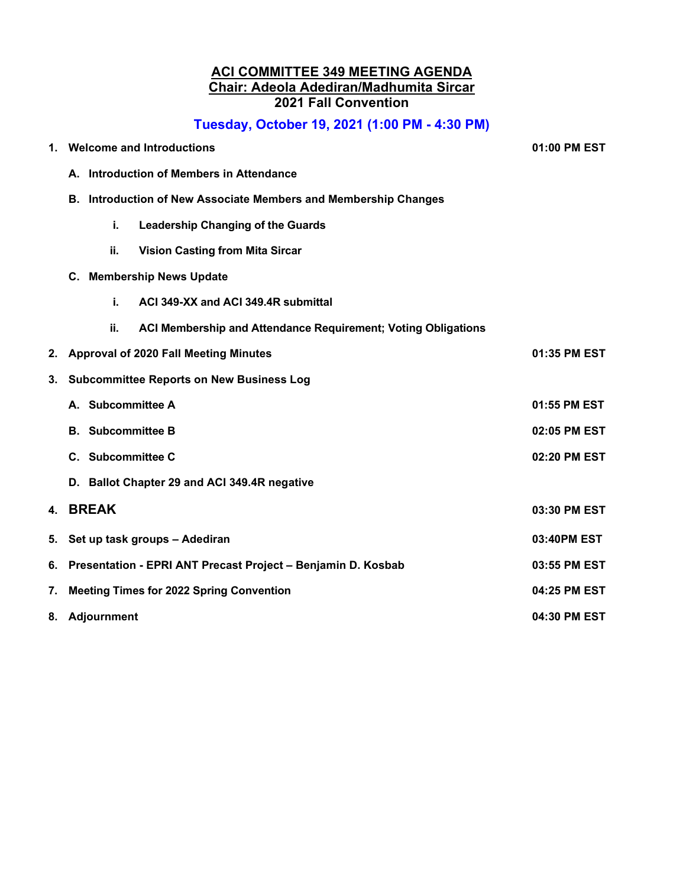# ACI COMMITTEE 349 MEETING AGENDA

## Chair: Adeola Adediran/Madhumita Sircar

## 2021 Fall Convention

### Tuesday, October 19, 2021 (1:00 PM - 4:30 PM)

| | | |
|---|---|---|
| **1.** | **Welcome and Introductions** | **01:00 PM EST** |
| | **A. Introduction of Members in Attendance** | |
| | **B. Introduction of New Associate Members and Membership Changes** | |
| | &nbsp;&nbsp;&nbsp;&nbsp;**i. Leadership Changing of the Guards** | |
| | &nbsp;&nbsp;&nbsp;&nbsp;**ii. Vision Casting from Mita Sircar** | |
| | **C. Membership News Update** | |
| | &nbsp;&nbsp;&nbsp;&nbsp;**i. ACI 349-XX and ACI 349.4R submittal** | |
| | &nbsp;&nbsp;&nbsp;&nbsp;**ii. ACI Membership and Attendance Requirement; Voting Obligations** | |
| **2.** | **Approval of 2020 Fall Meeting Minutes** | **01:35 PM EST** |
| **3.** | **Subcommittee Reports on New Business Log** | |
| | **A. Subcommittee A** | **01:55 PM EST** |
| | **B. Subcommittee B** | **02:05 PM EST** |
| | **C. Subcommittee C** | **02:20 PM EST** |
| | **D. Ballot Chapter 29 and ACI 349.4R negative** | |
| **4.** | **BREAK** | **03:30 PM EST** |
| **5.** | **Set up task groups – Adediran** | **03:40PM EST** |
| **6.** | **Presentation - EPRI ANT Precast Project – Benjamin D. Kosbab** | **03:55 PM EST** |
| **7.** | **Meeting Times for 2022 Spring Convention** | **04:25 PM EST** |
| **8.** | **Adjournment** | **04:30 PM EST** |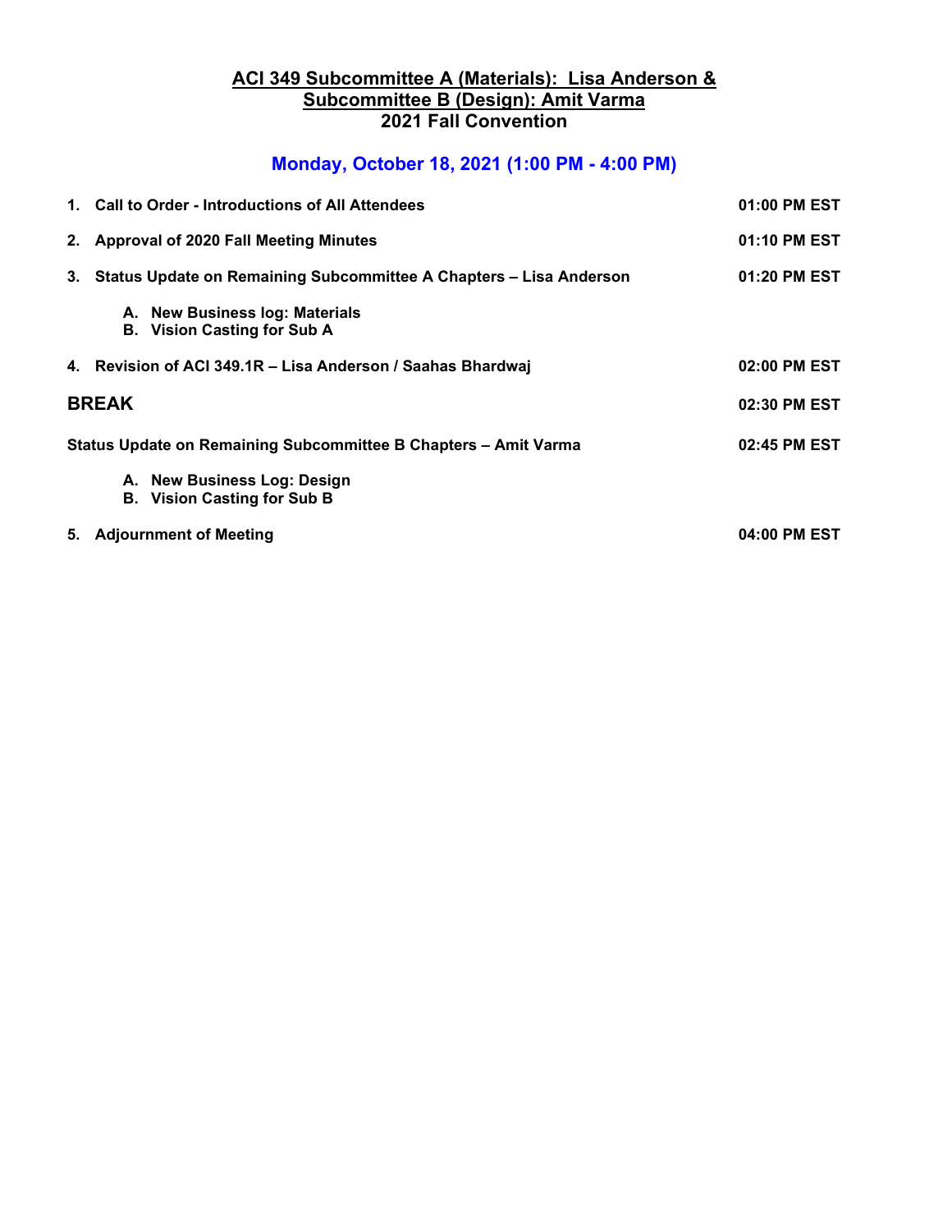# ACI 349 Subcommittee A (Materials): Lisa Anderson & Subcommittee B (Design): Amit Varma
## 2021 Fall Convention

### Monday, October 18, 2021 (1:00 PM - 4:00 PM)

| | |
|---|---|
| **1. Call to Order - Introductions of All Attendees** | **01:00 PM EST** |
| **2. Approval of 2020 Fall Meeting Minutes** | **01:10 PM EST** |
| **3. Status Update on Remaining Subcommittee A Chapters – Lisa Anderson** | **01:20 PM EST** |
| &nbsp;&nbsp;&nbsp;&nbsp;**A. New Business log: Materials** | |
| &nbsp;&nbsp;&nbsp;&nbsp;**B. Vision Casting for Sub A** | |
| **4. Revision of ACI 349.1R – Lisa Anderson / Saahas Bhardwaj** | **02:00 PM EST** |
| **BREAK** | **02:30 PM EST** |
| **Status Update on Remaining Subcommittee B Chapters – Amit Varma** | **02:45 PM EST** |
| &nbsp;&nbsp;&nbsp;&nbsp;**A. New Business Log: Design** | |
| &nbsp;&nbsp;&nbsp;&nbsp;**B. Vision Casting for Sub B** | |
| **5. Adjournment of Meeting** | **04:00 PM EST** |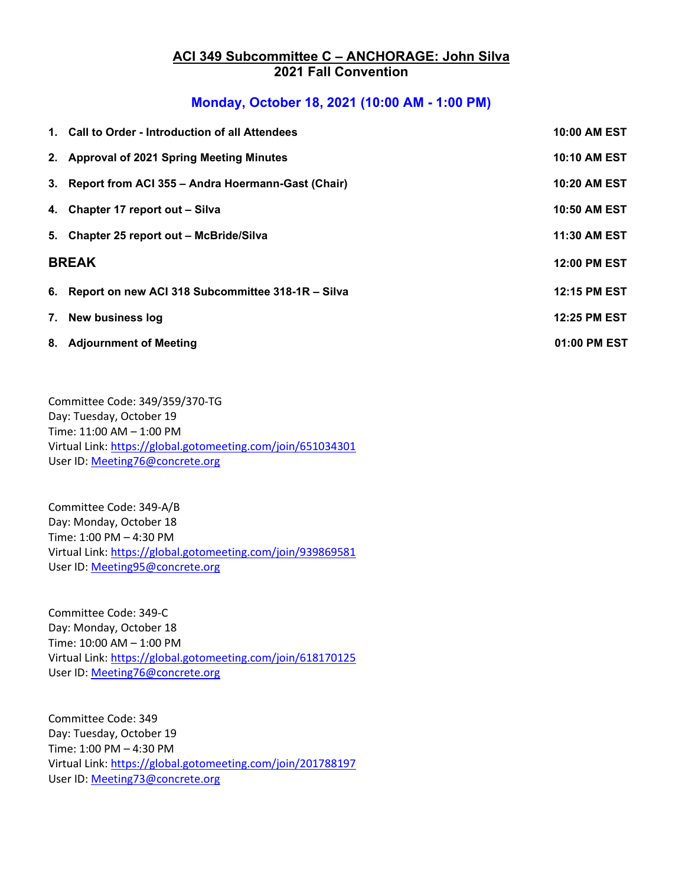## ACI 349 Subcommittee C – ANCHORAGE: John Silva
## 2021 Fall Convention

### Monday, October 18, 2021 (10:00 AM - 1:00 PM)

| | |
|---|---|
| **1. Call to Order - Introduction of all Attendees** | **10:00 AM EST** |
| **2. Approval of 2021 Spring Meeting Minutes** | **10:10 AM EST** |
| **3. Report from ACI 355 – Andra Hoermann-Gast (Chair)** | **10:20 AM EST** |
| **4. Chapter 17 report out – Silva** | **10:50 AM EST** |
| **5. Chapter 25 report out – McBride/Silva** | **11:30 AM EST** |
| **BREAK** | **12:00 PM EST** |
| **6. Report on new ACI 318 Subcommittee 318-1R – Silva** | **12:15 PM EST** |
| **7. New business log** | **12:25 PM EST** |
| **8. Adjournment of Meeting** | **01:00 PM EST** |

Committee Code: 349/359/370-TG
Day: Tuesday, October 19
Time: 11:00 AM – 1:00 PM
Virtual Link: https://global.gotomeeting.com/join/651034301
User ID: Meeting76@concrete.org

Committee Code: 349-A/B
Day: Monday, October 18
Time: 1:00 PM – 4:30 PM
Virtual Link: https://global.gotomeeting.com/join/939869581
User ID: Meeting95@concrete.org

Committee Code: 349-C
Day: Monday, October 18
Time: 10:00 AM – 1:00 PM
Virtual Link: https://global.gotomeeting.com/join/618170125
User ID: Meeting76@concrete.org

Committee Code: 349
Day: Tuesday, October 19
Time: 1:00 PM – 4:30 PM
Virtual Link: https://global.gotomeeting.com/join/201788197
User ID: Meeting73@concrete.org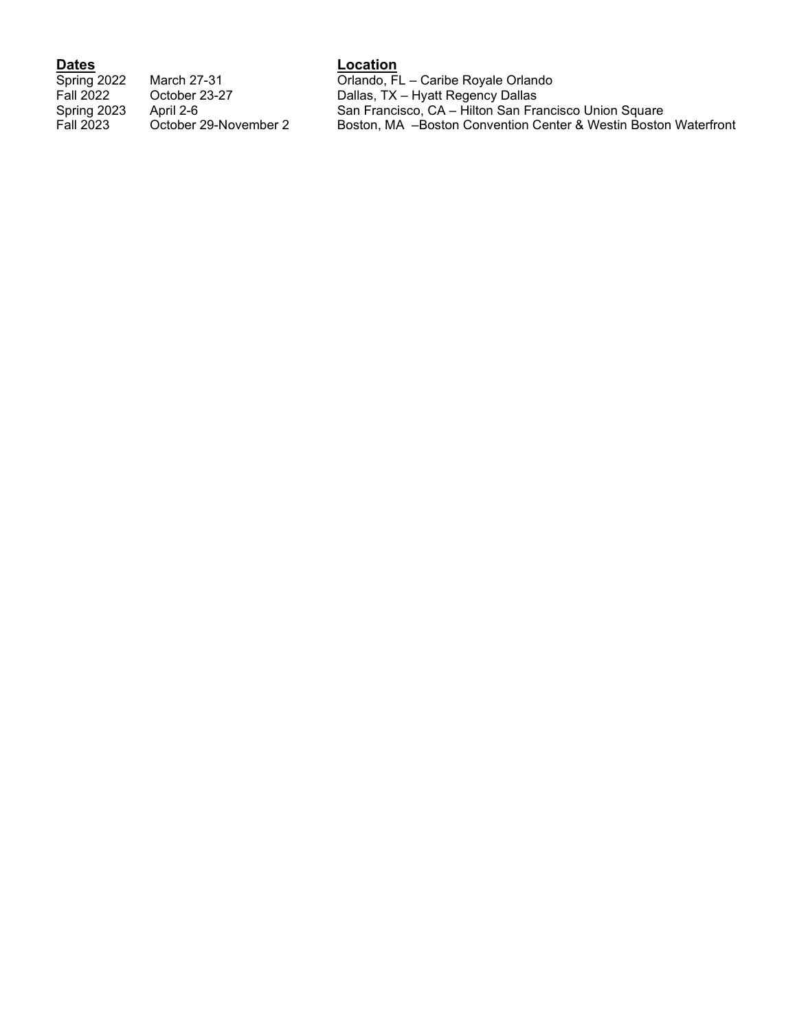| Dates | | Location |
|---|---|---|
| Spring 2022 | March 27-31 | Orlando, FL – Caribe Royale Orlando |
| Fall 2022 | October 23-27 | Dallas, TX – Hyatt Regency Dallas |
| Spring 2023 | April 2-6 | San Francisco, CA – Hilton San Francisco Union Square |
| Fall 2023 | October 29-November 2 | Boston, MA –Boston Convention Center & Westin Boston Waterfront |